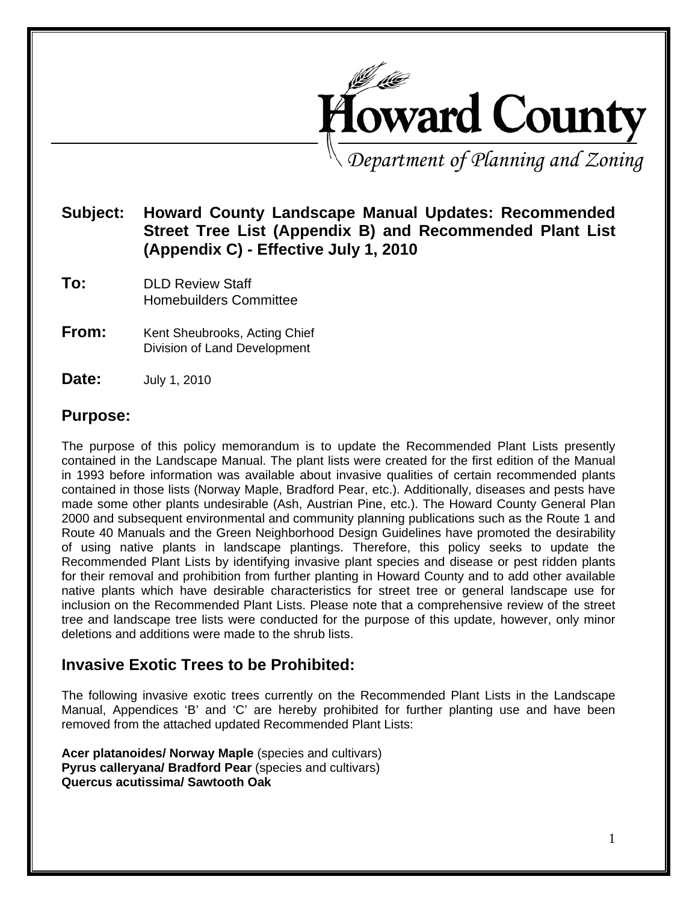# Howard County

*Department of Planning and Zoning*

**Subject:** **Howard County Landscape Manual Updates: Recommended Street Tree List (Appendix B) and Recommended Plant List (Appendix C) - Effective July 1, 2010**

**To:** DLD Review Staff
Homebuilders Committee

**From:** Kent Sheubrooks, Acting Chief
Division of Land Development

**Date:** July 1, 2010

## Purpose:

The purpose of this policy memorandum is to update the Recommended Plant Lists presently contained in the Landscape Manual. The plant lists were created for the first edition of the Manual in 1993 before information was available about invasive qualities of certain recommended plants contained in those lists (Norway Maple, Bradford Pear, etc.). Additionally, diseases and pests have made some other plants undesirable (Ash, Austrian Pine, etc.). The Howard County General Plan 2000 and subsequent environmental and community planning publications such as the Route 1 and Route 40 Manuals and the Green Neighborhood Design Guidelines have promoted the desirability of using native plants in landscape plantings. Therefore, this policy seeks to update the Recommended Plant Lists by identifying invasive plant species and disease or pest ridden plants for their removal and prohibition from further planting in Howard County and to add other available native plants which have desirable characteristics for street tree or general landscape use for inclusion on the Recommended Plant Lists. Please note that a comprehensive review of the street tree and landscape tree lists were conducted for the purpose of this update, however, only minor deletions and additions were made to the shrub lists.

## Invasive Exotic Trees to be Prohibited:

The following invasive exotic trees currently on the Recommended Plant Lists in the Landscape Manual, Appendices 'B' and 'C' are hereby prohibited for further planting use and have been removed from the attached updated Recommended Plant Lists:

**Acer platanoides/ Norway Maple** (species and cultivars)
**Pyrus calleryana/ Bradford Pear** (species and cultivars)
**Quercus acutissima/ Sawtooth Oak**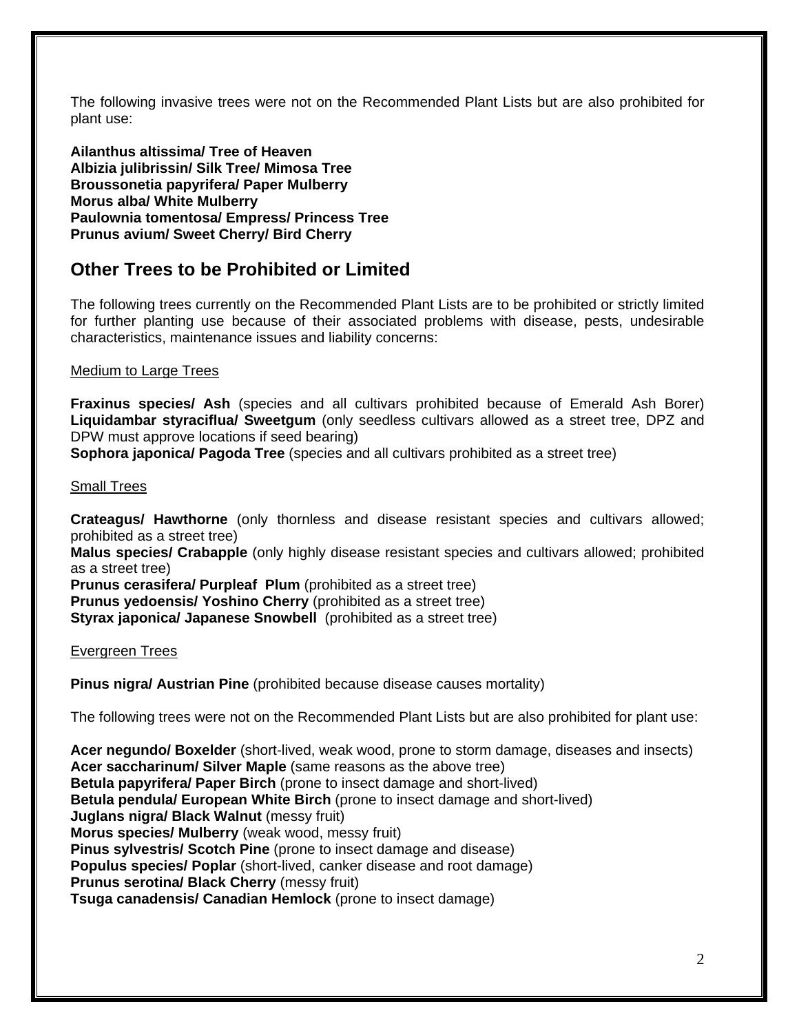The following invasive trees were not on the Recommended Plant Lists but are also prohibited for plant use:

**Ailanthus altissima/ Tree of Heaven**
**Albizia julibrissin/ Silk Tree/ Mimosa Tree**
**Broussonetia papyrifera/ Paper Mulberry**
**Morus alba/ White Mulberry**
**Paulownia tomentosa/ Empress/ Princess Tree**
**Prunus avium/ Sweet Cherry/ Bird Cherry**

## Other Trees to be Prohibited or Limited

The following trees currently on the Recommended Plant Lists are to be prohibited or strictly limited for further planting use because of their associated problems with disease, pests, undesirable characteristics, maintenance issues and liability concerns:

Medium to Large Trees

**Fraxinus species/ Ash** (species and all cultivars prohibited because of Emerald Ash Borer)
**Liquidambar styraciflua/ Sweetgum** (only seedless cultivars allowed as a street tree, DPZ and DPW must approve locations if seed bearing)
**Sophora japonica/ Pagoda Tree** (species and all cultivars prohibited as a street tree)

Small Trees

**Crateagus/ Hawthorne** (only thornless and disease resistant species and cultivars allowed; prohibited as a street tree)
**Malus species/ Crabapple** (only highly disease resistant species and cultivars allowed; prohibited as a street tree)
**Prunus cerasifera/ Purpleaf Plum** (prohibited as a street tree)
**Prunus yedoensis/ Yoshino Cherry** (prohibited as a street tree)
**Styrax japonica/ Japanese Snowbell** (prohibited as a street tree)

Evergreen Trees

**Pinus nigra/ Austrian Pine** (prohibited because disease causes mortality)

The following trees were not on the Recommended Plant Lists but are also prohibited for plant use:

**Acer negundo/ Boxelder** (short-lived, weak wood, prone to storm damage, diseases and insects)
**Acer saccharinum/ Silver Maple** (same reasons as the above tree)
**Betula papyrifera/ Paper Birch** (prone to insect damage and short-lived)
**Betula pendula/ European White Birch** (prone to insect damage and short-lived)
**Juglans nigra/ Black Walnut** (messy fruit)
**Morus species/ Mulberry** (weak wood, messy fruit)
**Pinus sylvestris/ Scotch Pine** (prone to insect damage and disease)
**Populus species/ Poplar** (short-lived, canker disease and root damage)
**Prunus serotina/ Black Cherry** (messy fruit)
**Tsuga canadensis/ Canadian Hemlock** (prone to insect damage)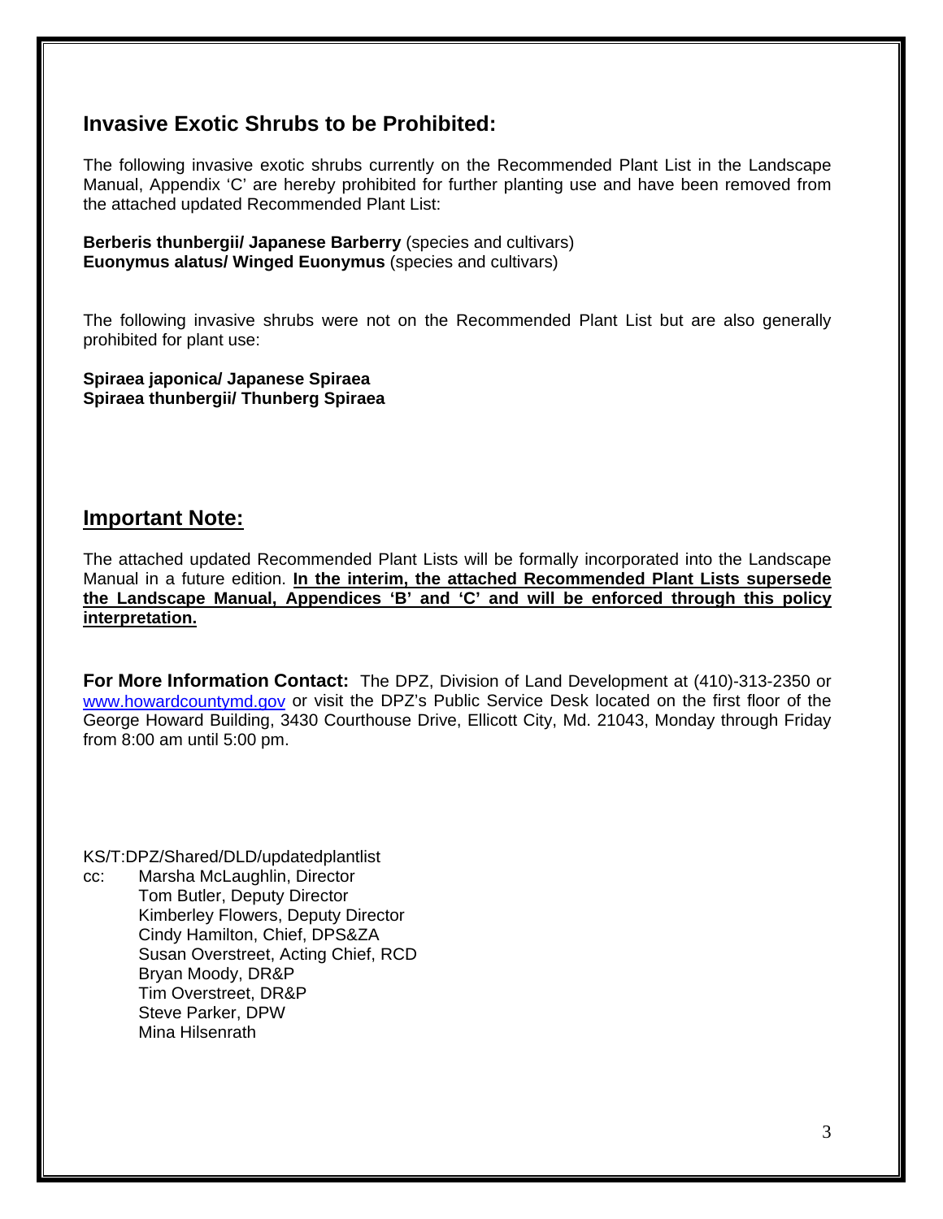## Invasive Exotic Shrubs to be Prohibited:

The following invasive exotic shrubs currently on the Recommended Plant List in the Landscape Manual, Appendix 'C' are hereby prohibited for further planting use and have been removed from the attached updated Recommended Plant List:

**Berberis thunbergii/ Japanese Barberry** (species and cultivars)
**Euonymus alatus/ Winged Euonymus** (species and cultivars)

The following invasive shrubs were not on the Recommended Plant List but are also generally prohibited for plant use:

**Spiraea japonica/ Japanese Spiraea**
**Spiraea thunbergii/ Thunberg Spiraea**

## Important Note:

The attached updated Recommended Plant Lists will be formally incorporated into the Landscape Manual in a future edition. **In the interim, the attached Recommended Plant Lists supersede the Landscape Manual, Appendices 'B' and 'C' and will be enforced through this policy interpretation.**

**For More Information Contact:** The DPZ, Division of Land Development at (410)-313-2350 or www.howardcountymd.gov or visit the DPZ's Public Service Desk located on the first floor of the George Howard Building, 3430 Courthouse Drive, Ellicott City, Md. 21043, Monday through Friday from 8:00 am until 5:00 pm.

KS/T:DPZ/Shared/DLD/updatedplantlist

cc: Marsha McLaughlin, Director
Tom Butler, Deputy Director
Kimberley Flowers, Deputy Director
Cindy Hamilton, Chief, DPS&ZA
Susan Overstreet, Acting Chief, RCD
Bryan Moody, DR&P
Tim Overstreet, DR&P
Steve Parker, DPW
Mina Hilsenrath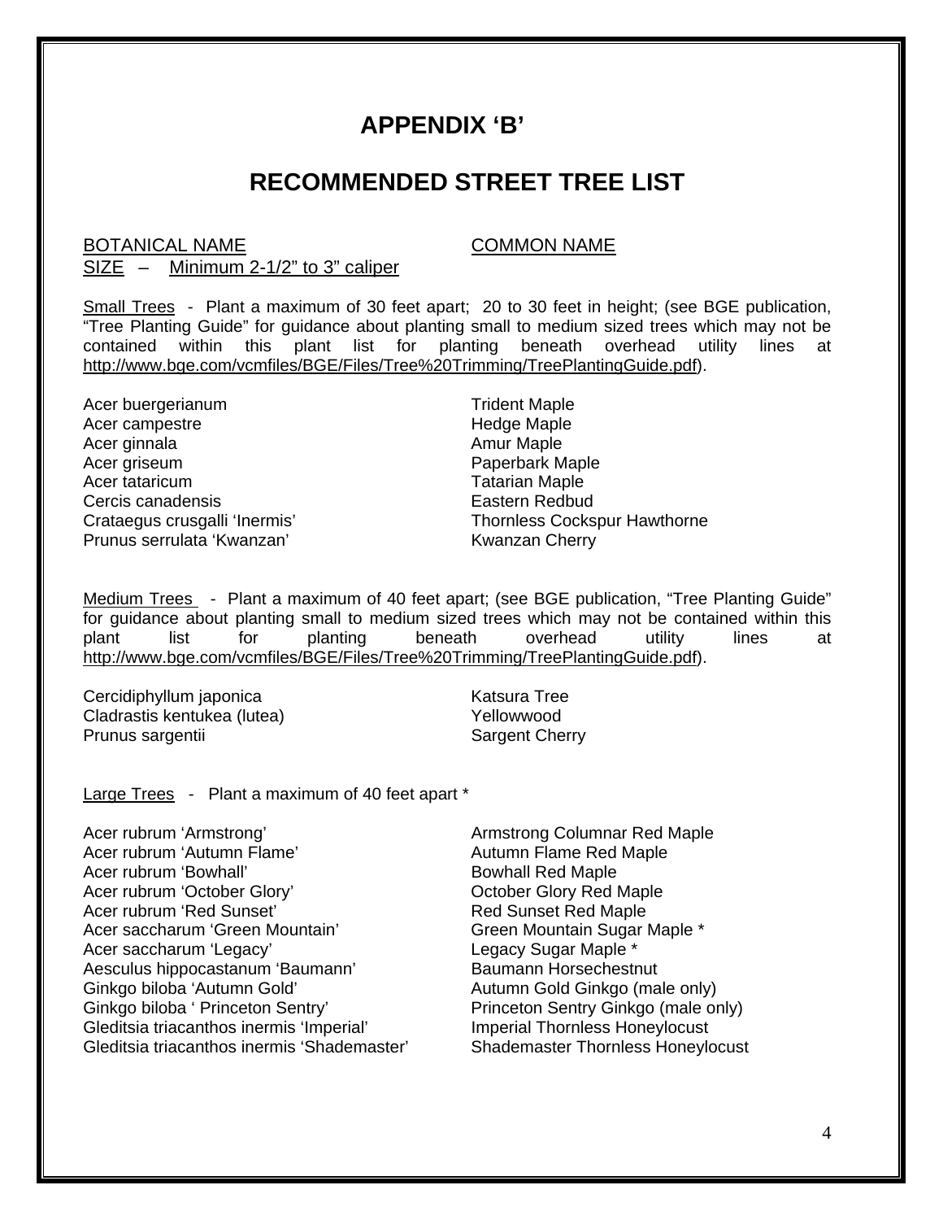# APPENDIX 'B'

## RECOMMENDED STREET TREE LIST

| BOTANICAL NAME | COMMON NAME |
|---|---|

SIZE – Minimum 2-1/2" to 3" caliper

Small Trees - Plant a maximum of 30 feet apart; 20 to 30 feet in height; (see BGE publication, "Tree Planting Guide" for guidance about planting small to medium sized trees which may not be contained within this plant list for planting beneath overhead utility lines at http://www.bge.com/vcmfiles/BGE/Files/Tree%20Trimming/TreePlantingGuide.pdf).

| Botanical Name | Common Name |
|---|---|
| Acer buergerianum | Trident Maple |
| Acer campestre | Hedge Maple |
| Acer ginnala | Amur Maple |
| Acer griseum | Paperbark Maple |
| Acer tataricum | Tatarian Maple |
| Cercis canadensis | Eastern Redbud |
| Crataegus crusgalli 'Inermis' | Thornless Cockspur Hawthorne |
| Prunus serrulata 'Kwanzan' | Kwanzan Cherry |

Medium Trees - Plant a maximum of 40 feet apart; (see BGE publication, "Tree Planting Guide" for guidance about planting small to medium sized trees which may not be contained within this plant list for planting beneath overhead utility lines at http://www.bge.com/vcmfiles/BGE/Files/Tree%20Trimming/TreePlantingGuide.pdf).

| Botanical Name | Common Name |
|---|---|
| Cercidiphyllum japonica | Katsura Tree |
| Cladrastis kentukea (lutea) | Yellowwood |
| Prunus sargentii | Sargent Cherry |

Large Trees - Plant a maximum of 40 feet apart *

| Botanical Name | Common Name |
|---|---|
| Acer rubrum 'Armstrong' | Armstrong Columnar Red Maple |
| Acer rubrum 'Autumn Flame' | Autumn Flame Red Maple |
| Acer rubrum 'Bowhall' | Bowhall Red Maple |
| Acer rubrum 'October Glory' | October Glory Red Maple |
| Acer rubrum 'Red Sunset' | Red Sunset Red Maple |
| Acer saccharum 'Green Mountain' | Green Mountain Sugar Maple * |
| Acer saccharum 'Legacy' | Legacy Sugar Maple * |
| Aesculus hippocastanum 'Baumann' | Baumann Horsechestnut |
| Ginkgo biloba 'Autumn Gold' | Autumn Gold Ginkgo (male only) |
| Ginkgo biloba ' Princeton Sentry' | Princeton Sentry Ginkgo (male only) |
| Gleditsia triacanthos inermis 'Imperial' | Imperial Thornless Honeylocust |
| Gleditsia triacanthos inermis 'Shademaster' | Shademaster Thornless Honeylocust |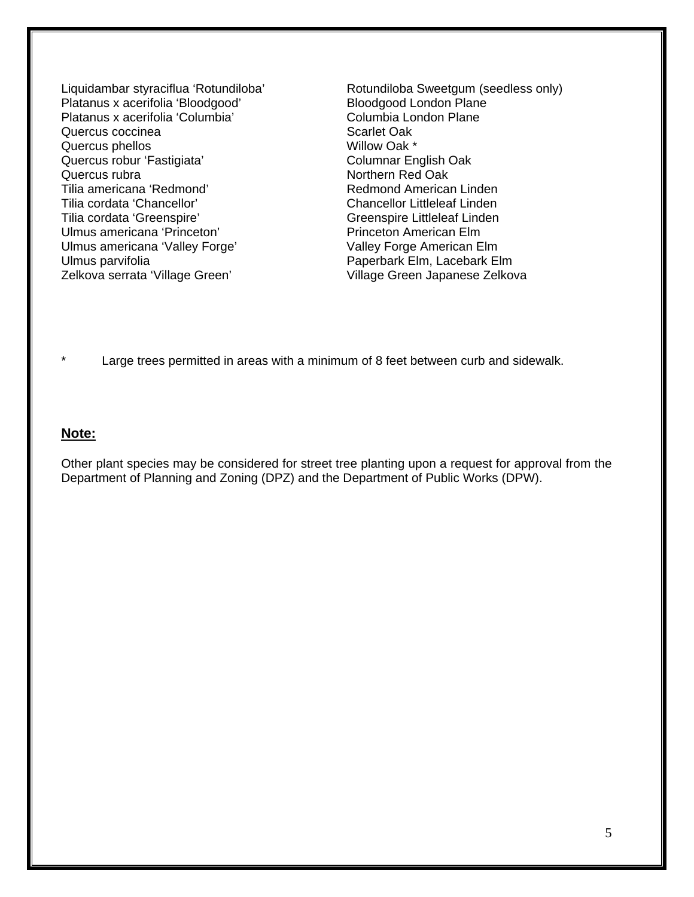| | |
|---|---|
| Liquidambar styraciflua ‘Rotundiloba’ | Rotundiloba Sweetgum (seedless only) |
| Platanus x acerifolia ‘Bloodgood’ | Bloodgood London Plane |
| Platanus x acerifolia ‘Columbia’ | Columbia London Plane |
| Quercus coccinea | Scarlet Oak |
| Quercus phellos | Willow Oak * |
| Quercus robur ‘Fastigiata’ | Columnar English Oak |
| Quercus rubra | Northern Red Oak |
| Tilia americana ‘Redmond’ | Redmond American Linden |
| Tilia cordata ‘Chancellor’ | Chancellor Littleleaf Linden |
| Tilia cordata ‘Greenspire’ | Greenspire Littleleaf Linden |
| Ulmus americana ‘Princeton’ | Princeton American Elm |
| Ulmus americana ‘Valley Forge’ | Valley Forge American Elm |
| Ulmus parvifolia | Paperbark Elm, Lacebark Elm |
| Zelkova serrata ‘Village Green’ | Village Green Japanese Zelkova |

\* Large trees permitted in areas with a minimum of 8 feet between curb and sidewalk.

**Note:**

Other plant species may be considered for street tree planting upon a request for approval from the Department of Planning and Zoning (DPZ) and the Department of Public Works (DPW).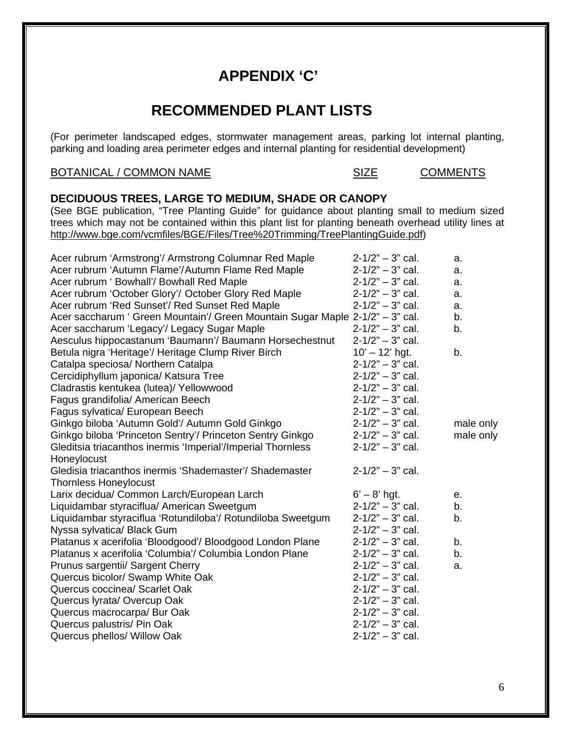# APPENDIX 'C'

# RECOMMENDED PLANT LISTS

(For perimeter landscaped edges, stormwater management areas, parking lot internal planting, parking and loading area perimeter edges and internal planting for residential development)

| BOTANICAL / COMMON NAME | SIZE | COMMENTS |
|---|---|---|
| **DECIDUOUS TREES, LARGE TO MEDIUM, SHADE OR CANOPY** | | |
| Acer rubrum 'Armstrong'/ Armstrong Columnar Red Maple | 2-1/2" – 3" cal. | a. |
| Acer rubrum 'Autumn Flame'/Autumn Flame Red Maple | 2-1/2" – 3" cal. | a. |
| Acer rubrum ' Bowhall'/ Bowhall Red Maple | 2-1/2" – 3" cal. | a. |
| Acer rubrum 'October Glory'/ October Glory Red Maple | 2-1/2" – 3" cal. | a. |
| Acer rubrum 'Red Sunset'/ Red Sunset Red Maple | 2-1/2" – 3" cal. | a. |
| Acer saccharum ' Green Mountain'/ Green Mountain Sugar Maple | 2-1/2" – 3" cal. | b. |
| Acer saccharum 'Legacy'/ Legacy Sugar Maple | 2-1/2" – 3" cal. | b. |
| Aesculus hippocastanum 'Baumann'/ Baumann Horsechestnut | 2-1/2" – 3" cal. | |
| Betula nigra 'Heritage'/ Heritage Clump River Birch | 10' – 12' hgt. | b. |
| Catalpa speciosa/ Northern Catalpa | 2-1/2" – 3" cal. | |
| Cercidiphyllum japonica/ Katsura Tree | 2-1/2" – 3" cal. | |
| Cladrastis kentukea (lutea)/ Yellowwood | 2-1/2" – 3" cal. | |
| Fagus grandifolia/ American Beech | 2-1/2" – 3" cal. | |
| Fagus sylvatica/ European Beech | 2-1/2" – 3" cal. | |
| Ginkgo biloba 'Autumn Gold'/ Autumn Gold Ginkgo | 2-1/2" – 3" cal. | male only |
| Ginkgo biloba 'Princeton Sentry'/ Princeton Sentry Ginkgo | 2-1/2" – 3" cal. | male only |
| Gleditsia triacanthos inermis 'Imperial'/Imperial Thornless Honeylocust | 2-1/2" – 3" cal. | |
| Gledisia triacanthos inermis 'Shademaster'/ Shademaster Thornless Honeylocust | 2-1/2" – 3" cal. | |
| Larix decidua/ Common Larch/European Larch | 6' – 8' hgt. | e. |
| Liquidambar styraciflua/ American Sweetgum | 2-1/2" – 3" cal. | b. |
| Liquidambar styraciflua 'Rotundiloba'/ Rotundiloba Sweetgum | 2-1/2" – 3" cal. | b. |
| Nyssa sylvatica/ Black Gum | 2-1/2" – 3" cal. | |
| Platanus x acerifolia 'Bloodgood'/ Bloodgood London Plane | 2-1/2" – 3" cal. | b. |
| Platanus x acerifolia 'Columbia'/ Columbia London Plane | 2-1/2" – 3" cal. | b. |
| Prunus sargentii/ Sargent Cherry | 2-1/2" – 3" cal. | a. |
| Quercus bicolor/ Swamp White Oak | 2-1/2" – 3" cal. | |
| Quercus coccinea/ Scarlet Oak | 2-1/2" – 3" cal. | |
| Quercus lyrata/ Overcup Oak | 2-1/2" – 3" cal. | |
| Quercus macrocarpa/ Bur Oak | 2-1/2" – 3" cal. | |
| Quercus palustris/ Pin Oak | 2-1/2" – 3" cal. | |
| Quercus phellos/ Willow Oak | 2-1/2" – 3" cal. | |

(See BGE publication, "Tree Planting Guide" for guidance about planting small to medium sized trees which may not be contained within this plant list for planting beneath overhead utility lines at http://www.bge.com/vcmfiles/BGE/Files/Tree%20Trimming/TreePlantingGuide.pdf)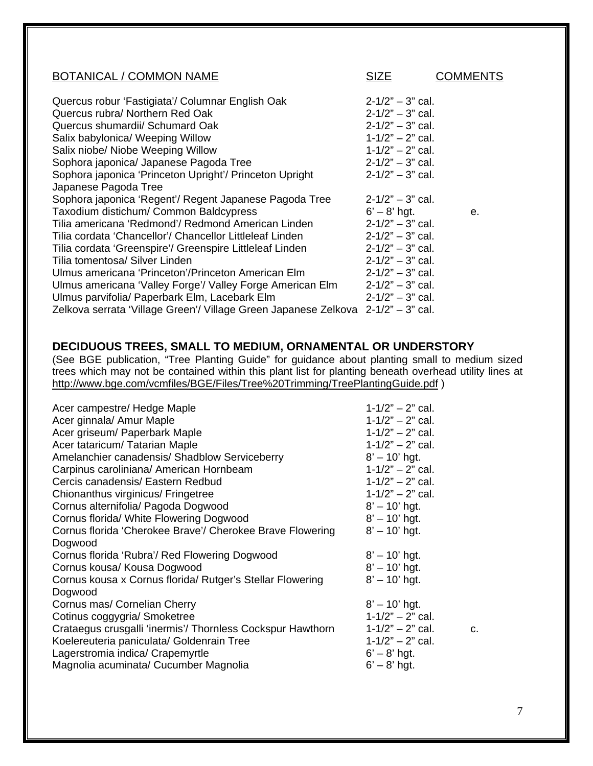| BOTANICAL / COMMON NAME | SIZE | COMMENTS |
|---|---|---|
| Quercus robur 'Fastigiata'/ Columnar English Oak | 2-1/2" – 3" cal. | |
| Quercus rubra/ Northern Red Oak | 2-1/2" – 3" cal. | |
| Quercus shumardii/ Schumard Oak | 2-1/2" – 3" cal. | |
| Salix babylonica/ Weeping Willow | 1-1/2" – 2" cal. | |
| Salix niobe/ Niobe Weeping Willow | 1-1/2" – 2" cal. | |
| Sophora japonica/ Japanese Pagoda Tree | 2-1/2" – 3" cal. | |
| Sophora japonica 'Princeton Upright'/ Princeton Upright Japanese Pagoda Tree | 2-1/2" – 3" cal. | |
| Sophora japonica 'Regent'/ Regent Japanese Pagoda Tree | 2-1/2" – 3" cal. | |
| Taxodium distichum/ Common Baldcypress | 6' – 8' hgt. | e. |
| Tilia americana 'Redmond'/ Redmond American Linden | 2-1/2" – 3" cal. | |
| Tilia cordata 'Chancellor'/ Chancellor Littleleaf Linden | 2-1/2" – 3" cal. | |
| Tilia cordata 'Greenspire'/ Greenspire Littleleaf Linden | 2-1/2" – 3" cal. | |
| Tilia tomentosa/ Silver Linden | 2-1/2" – 3" cal. | |
| Ulmus americana 'Princeton'/Princeton American Elm | 2-1/2" – 3" cal. | |
| Ulmus americana 'Valley Forge'/ Valley Forge American Elm | 2-1/2" – 3" cal. | |
| Ulmus parvifolia/ Paperbark Elm, Lacebark Elm | 2-1/2" – 3" cal. | |
| Zelkova serrata 'Village Green'/ Village Green Japanese Zelkova | 2-1/2" – 3" cal. | |

## DECIDUOUS TREES, SMALL TO MEDIUM, ORNAMENTAL OR UNDERSTORY

(See BGE publication, "Tree Planting Guide" for guidance about planting small to medium sized trees which may not be contained within this plant list for planting beneath overhead utility lines at http://www.bge.com/vcmfiles/BGE/Files/Tree%20Trimming/TreePlantingGuide.pdf )

| BOTANICAL / COMMON NAME | SIZE | COMMENTS |
|---|---|---|
| Acer campestre/ Hedge Maple | 1-1/2" – 2" cal. | |
| Acer ginnala/ Amur Maple | 1-1/2" – 2" cal. | |
| Acer griseum/ Paperbark Maple | 1-1/2" – 2" cal. | |
| Acer tataricum/ Tatarian Maple | 1-1/2" – 2" cal. | |
| Amelanchier canadensis/ Shadblow Serviceberry | 8' – 10' hgt. | |
| Carpinus caroliniana/ American Hornbeam | 1-1/2" – 2" cal. | |
| Cercis canadensis/ Eastern Redbud | 1-1/2" – 2" cal. | |
| Chionanthus virginicus/ Fringetree | 1-1/2" – 2" cal. | |
| Cornus alternifolia/ Pagoda Dogwood | 8' – 10' hgt. | |
| Cornus florida/ White Flowering Dogwood | 8' – 10' hgt. | |
| Cornus florida 'Cherokee Brave'/ Cherokee Brave Flowering Dogwood | 8' – 10' hgt. | |
| Cornus florida 'Rubra'/ Red Flowering Dogwood | 8' – 10' hgt. | |
| Cornus kousa/ Kousa Dogwood | 8' – 10' hgt. | |
| Cornus kousa x Cornus florida/ Rutger's Stellar Flowering Dogwood | 8' – 10' hgt. | |
| Cornus mas/ Cornelian Cherry | 8' – 10' hgt. | |
| Cotinus coggygria/ Smoketree | 1-1/2" – 2" cal. | |
| Crataegus crusgalli 'inermis'/ Thornless Cockspur Hawthorn | 1-1/2" – 2" cal. | c. |
| Koelereuteria paniculata/ Goldenrain Tree | 1-1/2" – 2" cal. | |
| Lagerstromia indica/ Crapemyrtle | 6' – 8' hgt. | |
| Magnolia acuminata/ Cucumber Magnolia | 6' – 8' hgt. | |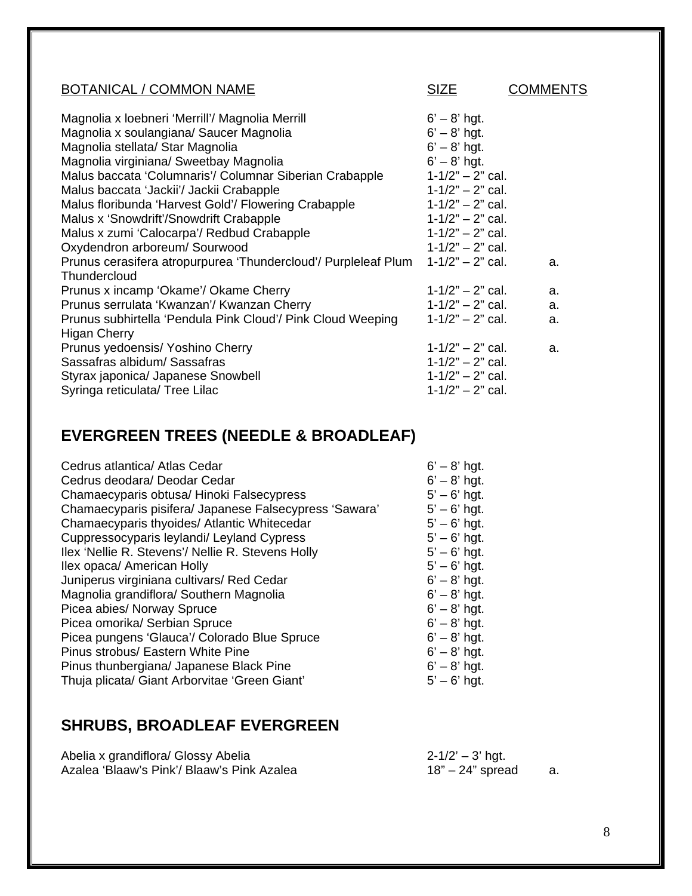| BOTANICAL / COMMON NAME | SIZE | COMMENTS |
|---|---|---|
| Magnolia x loebneri 'Merrill'/ Magnolia Merrill | 6' – 8' hgt. | |
| Magnolia x soulangiana/ Saucer Magnolia | 6' – 8' hgt. | |
| Magnolia stellata/ Star Magnolia | 6' – 8' hgt. | |
| Magnolia virginiana/ Sweetbay Magnolia | 6' – 8' hgt. | |
| Malus baccata 'Columnaris'/ Columnar Siberian Crabapple | 1-1/2" – 2" cal. | |
| Malus baccata 'Jackii'/ Jackii Crabapple | 1-1/2" – 2" cal. | |
| Malus floribunda 'Harvest Gold'/ Flowering Crabapple | 1-1/2" – 2" cal. | |
| Malus x 'Snowdrift'/Snowdrift Crabapple | 1-1/2" – 2" cal. | |
| Malus x zumi 'Calocarpa'/ Redbud Crabapple | 1-1/2" – 2" cal. | |
| Oxydendron arboreum/ Sourwood | 1-1/2" – 2" cal. | |
| Prunus cerasifera atropurpurea 'Thundercloud'/ Purpleleaf Plum Thundercloud | 1-1/2" – 2" cal. | a. |
| Prunus x incamp 'Okame'/ Okame Cherry | 1-1/2" – 2" cal. | a. |
| Prunus serrulata 'Kwanzan'/ Kwanzan Cherry | 1-1/2" – 2" cal. | a. |
| Prunus subhirtella 'Pendula Pink Cloud'/ Pink Cloud Weeping Higan Cherry | 1-1/2" – 2" cal. | a. |
| Prunus yedoensis/ Yoshino Cherry | 1-1/2" – 2" cal. | a. |
| Sassafras albidum/ Sassafras | 1-1/2" – 2" cal. | |
| Styrax japonica/ Japanese Snowbell | 1-1/2" – 2" cal. | |
| Syringa reticulata/ Tree Lilac | 1-1/2" – 2" cal. | |

## EVERGREEN TREES (NEEDLE & BROADLEAF)

| | | |
|---|---|---|
| Cedrus atlantica/ Atlas Cedar | 6' – 8' hgt. | |
| Cedrus deodara/ Deodar Cedar | 6' – 8' hgt. | |
| Chamaecyparis obtusa/ Hinoki Falsecypress | 5' – 6' hgt. | |
| Chamaecyparis pisifera/ Japanese Falsecypress 'Sawara' | 5' – 6' hgt. | |
| Chamaecyparis thyoides/ Atlantic Whitecedar | 5' – 6' hgt. | |
| Cuppressocyparis leylandi/ Leyland Cypress | 5' – 6' hgt. | |
| Ilex 'Nellie R. Stevens'/ Nellie R. Stevens Holly | 5' – 6' hgt. | |
| Ilex opaca/ American Holly | 5' – 6' hgt. | |
| Juniperus virginiana cultivars/ Red Cedar | 6' – 8' hgt. | |
| Magnolia grandiflora/ Southern Magnolia | 6' – 8' hgt. | |
| Picea abies/ Norway Spruce | 6' – 8' hgt. | |
| Picea omorika/ Serbian Spruce | 6' – 8' hgt. | |
| Picea pungens 'Glauca'/ Colorado Blue Spruce | 6' – 8' hgt. | |
| Pinus strobus/ Eastern White Pine | 6' – 8' hgt. | |
| Pinus thunbergiana/ Japanese Black Pine | 6' – 8' hgt. | |
| Thuja plicata/ Giant Arborvitae 'Green Giant' | 5' – 6' hgt. | |

## SHRUBS, BROADLEAF EVERGREEN

| | | |
|---|---|---|
| Abelia x grandiflora/ Glossy Abelia | 2-1/2' – 3' hgt. | |
| Azalea 'Blaaw's Pink'/ Blaaw's Pink Azalea | 18" – 24" spread | a. |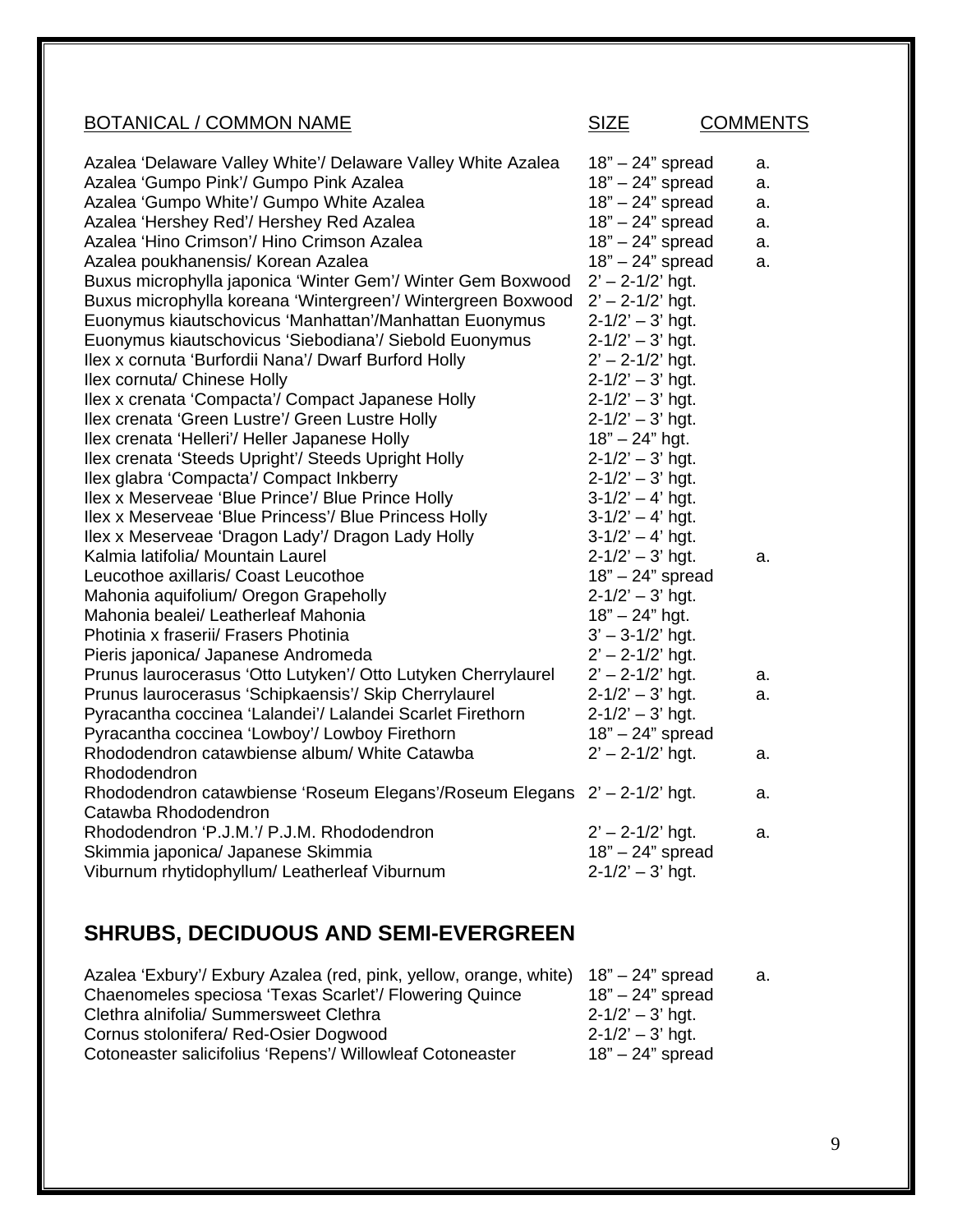| BOTANICAL / COMMON NAME | SIZE | COMMENTS |
|---|---|---|
| Azalea 'Delaware Valley White'/ Delaware Valley White Azalea | 18" – 24" spread | a. |
| Azalea 'Gumpo Pink'/ Gumpo Pink Azalea | 18" – 24" spread | a. |
| Azalea 'Gumpo White'/ Gumpo White Azalea | 18" – 24" spread | a. |
| Azalea 'Hershey Red'/ Hershey Red Azalea | 18" – 24" spread | a. |
| Azalea 'Hino Crimson'/ Hino Crimson Azalea | 18" – 24" spread | a. |
| Azalea poukhanensis/ Korean Azalea | 18" – 24" spread | a. |
| Buxus microphylla japonica 'Winter Gem'/ Winter Gem Boxwood | 2' – 2-1/2' hgt. | |
| Buxus microphylla koreana 'Wintergreen'/ Wintergreen Boxwood | 2' – 2-1/2' hgt. | |
| Euonymus kiautschovicus 'Manhattan'/Manhattan Euonymus | 2-1/2' – 3' hgt. | |
| Euonymus kiautschovicus 'Siebodiana'/ Siebold Euonymus | 2-1/2' – 3' hgt. | |
| Ilex x cornuta 'Burfordii Nana'/ Dwarf Burford Holly | 2' – 2-1/2' hgt. | |
| Ilex cornuta/ Chinese Holly | 2-1/2' – 3' hgt. | |
| Ilex x crenata 'Compacta'/ Compact Japanese Holly | 2-1/2' – 3' hgt. | |
| Ilex crenata 'Green Lustre'/ Green Lustre Holly | 2-1/2' – 3' hgt. | |
| Ilex crenata 'Helleri'/ Heller Japanese Holly | 18" – 24" hgt. | |
| Ilex crenata 'Steeds Upright'/ Steeds Upright Holly | 2-1/2' – 3' hgt. | |
| Ilex glabra 'Compacta'/ Compact Inkberry | 2-1/2' – 3' hgt. | |
| Ilex x Meserveae 'Blue Prince'/ Blue Prince Holly | 3-1/2' – 4' hgt. | |
| Ilex x Meserveae 'Blue Princess'/ Blue Princess Holly | 3-1/2' – 4' hgt. | |
| Ilex x Meserveae 'Dragon Lady'/ Dragon Lady Holly | 3-1/2' – 4' hgt. | |
| Kalmia latifolia/ Mountain Laurel | 2-1/2' – 3' hgt. | a. |
| Leucothoe axillaris/ Coast Leucothoe | 18" – 24" spread | |
| Mahonia aquifolium/ Oregon Grapeholly | 2-1/2' – 3' hgt. | |
| Mahonia bealei/ Leatherleaf Mahonia | 18" – 24" hgt. | |
| Photinia x fraserii/ Frasers Photinia | 3' – 3-1/2' hgt. | |
| Pieris japonica/ Japanese Andromeda | 2' – 2-1/2' hgt. | |
| Prunus laurocerasus 'Otto Lutyken'/ Otto Lutyken Cherrylaurel | 2' – 2-1/2' hgt. | a. |
| Prunus laurocerasus 'Schipkaensis'/ Skip Cherrylaurel | 2-1/2' – 3' hgt. | a. |
| Pyracantha coccinea 'Lalandei'/ Lalandei Scarlet Firethorn | 2-1/2' – 3' hgt. | |
| Pyracantha coccinea 'Lowboy'/ Lowboy Firethorn | 18" – 24" spread | |
| Rhododendron catawbiense album/ White Catawba Rhododendron | 2' – 2-1/2' hgt. | a. |
| Rhododendron catawbiense 'Roseum Elegans'/Roseum Elegans Catawba Rhododendron | 2' – 2-1/2' hgt. | a. |
| Rhododendron 'P.J.M.'/ P.J.M. Rhododendron | 2' – 2-1/2' hgt. | a. |
| Skimmia japonica/ Japanese Skimmia | 18" – 24" spread | |
| Viburnum rhytidophyllum/ Leatherleaf Viburnum | 2-1/2' – 3' hgt. | |

## SHRUBS, DECIDUOUS AND SEMI-EVERGREEN

| BOTANICAL / COMMON NAME | SIZE | COMMENTS |
|---|---|---|
| Azalea 'Exbury'/ Exbury Azalea (red, pink, yellow, orange, white) | 18" – 24" spread | a. |
| Chaenomeles speciosa 'Texas Scarlet'/ Flowering Quince | 18" – 24" spread | |
| Clethra alnifolia/ Summersweet Clethra | 2-1/2' – 3' hgt. | |
| Cornus stolonifera/ Red-Osier Dogwood | 2-1/2' – 3' hgt. | |
| Cotoneaster salicifolius 'Repens'/ Willowleaf Cotoneaster | 18" – 24" spread | |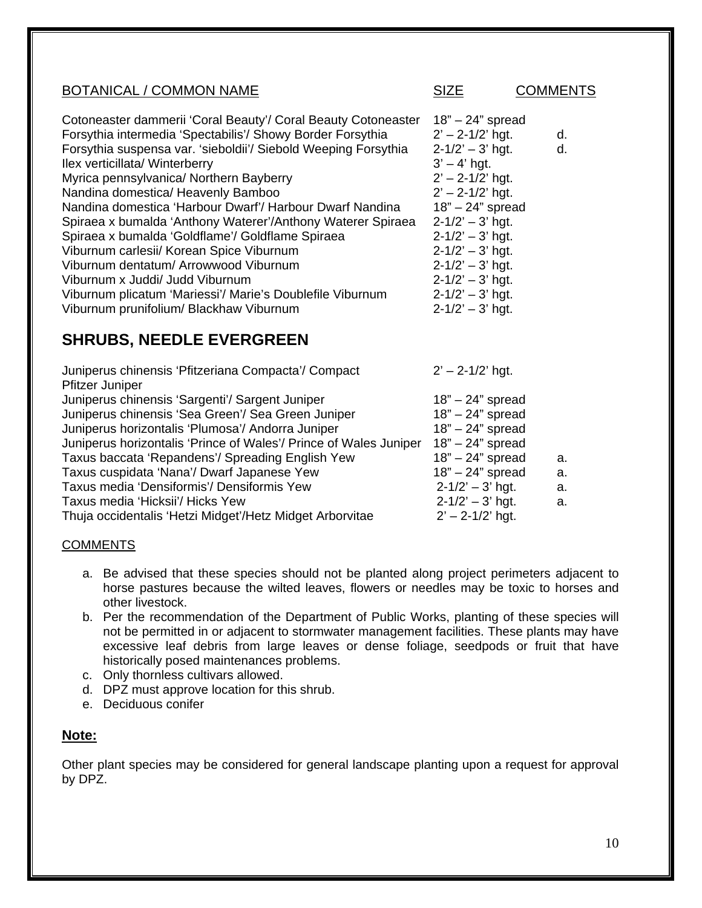| BOTANICAL / COMMON NAME | SIZE | COMMENTS |
|---|---|---|
| Cotoneaster dammerii 'Coral Beauty'/ Coral Beauty Cotoneaster | 18" – 24" spread | |
| Forsythia intermedia 'Spectabilis'/ Showy Border Forsythia | 2' – 2-1/2' hgt. | d. |
| Forsythia suspensa var. 'sieboldii'/ Siebold Weeping Forsythia | 2-1/2' – 3' hgt. | d. |
| Ilex verticillata/ Winterberry | 3' – 4' hgt. | |
| Myrica pennsylvanica/ Northern Bayberry | 2' – 2-1/2' hgt. | |
| Nandina domestica/ Heavenly Bamboo | 2' – 2-1/2' hgt. | |
| Nandina domestica 'Harbour Dwarf'/ Harbour Dwarf Nandina | 18" – 24" spread | |
| Spiraea x bumalda 'Anthony Waterer'/Anthony Waterer Spiraea | 2-1/2' – 3' hgt. | |
| Spiraea x bumalda 'Goldflame'/ Goldflame Spiraea | 2-1/2' – 3' hgt. | |
| Viburnum carlesii/ Korean Spice Viburnum | 2-1/2' – 3' hgt. | |
| Viburnum dentatum/ Arrowwood Viburnum | 2-1/2' – 3' hgt. | |
| Viburnum x Juddi/ Judd Viburnum | 2-1/2' – 3' hgt. | |
| Viburnum plicatum 'Mariessi'/ Marie's Doublefile Viburnum | 2-1/2' – 3' hgt. | |
| Viburnum prunifolium/ Blackhaw Viburnum | 2-1/2' – 3' hgt. | |

## SHRUBS, NEEDLE EVERGREEN

| | | |
|---|---|---|
| Juniperus chinensis 'Pfitzeriana Compacta'/ Compact Pfitzer Juniper | 2' – 2-1/2' hgt. | |
| Juniperus chinensis 'Sargenti'/ Sargent Juniper | 18" – 24" spread | |
| Juniperus chinensis 'Sea Green'/ Sea Green Juniper | 18" – 24" spread | |
| Juniperus horizontalis 'Plumosa'/ Andorra Juniper | 18" – 24" spread | |
| Juniperus horizontalis 'Prince of Wales'/ Prince of Wales Juniper | 18" – 24" spread | |
| Taxus baccata 'Repandens'/ Spreading English Yew | 18" – 24" spread | a. |
| Taxus cuspidata 'Nana'/ Dwarf Japanese Yew | 18" – 24" spread | a. |
| Taxus media 'Densiformis'/ Densiformis Yew | 2-1/2' – 3' hgt. | a. |
| Taxus media 'Hicksii'/ Hicks Yew | 2-1/2' – 3' hgt. | a. |
| Thuja occidentalis 'Hetzi Midget'/Hetz Midget Arborvitae | 2' – 2-1/2' hgt. | |

COMMENTS

a. Be advised that these species should not be planted along project perimeters adjacent to horse pastures because the wilted leaves, flowers or needles may be toxic to horses and other livestock.
b. Per the recommendation of the Department of Public Works, planting of these species will not be permitted in or adjacent to stormwater management facilities. These plants may have excessive leaf debris from large leaves or dense foliage, seedpods or fruit that have historically posed maintenances problems.
c. Only thornless cultivars allowed.
d. DPZ must approve location for this shrub.
e. Deciduous conifer

**Note:**

Other plant species may be considered for general landscape planting upon a request for approval by DPZ.